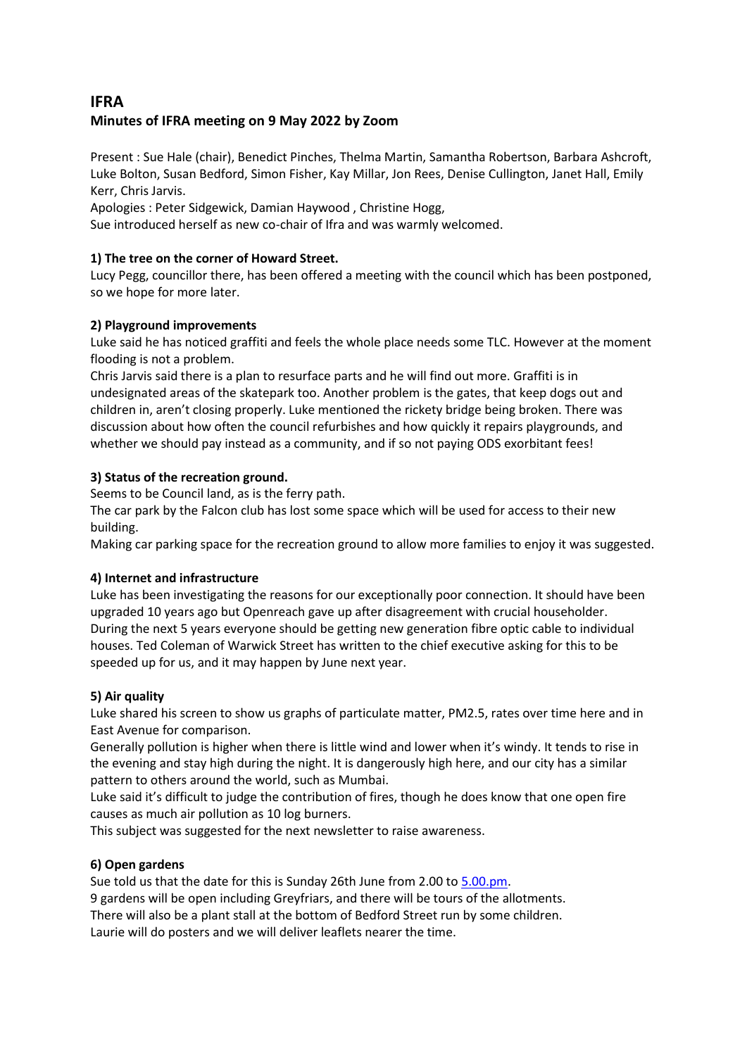# IFRA

## Minutes of IFRA meeting on 9 May 2022 by Zoom

Present : Sue Hale (chair), Benedict Pinches, Thelma Martin, Samantha Robertson, Barbara Ashcroft, Luke Bolton, Susan Bedford, Simon Fisher, Kay Millar, Jon Rees, Denise Cullington, Janet Hall, Emily Kerr, Chris Jarvis.

Apologies : Peter Sidgewick, Damian Haywood , Christine Hogg,

Sue introduced herself as new co-chair of Ifra and was warmly welcomed.

### 1) The tree on the corner of Howard Street.

Lucy Pegg, councillor there, has been offered a meeting with the council which has been postponed, so we hope for more later.

### 2) Playground improvements

Luke said he has noticed graffiti and feels the whole place needs some TLC. However at the moment flooding is not a problem.

Chris Jarvis said there is a plan to resurface parts and he will find out more. Graffiti is in undesignated areas of the skatepark too. Another problem is the gates, that keep dogs out and children in, aren't closing properly. Luke mentioned the rickety bridge being broken. There was discussion about how often the council refurbishes and how quickly it repairs playgrounds, and whether we should pay instead as a community, and if so not paying ODS exorbitant fees!

### 3) Status of the recreation ground.

Seems to be Council land, as is the ferry path.

The car park by the Falcon club has lost some space which will be used for access to their new building.

Making car parking space for the recreation ground to allow more families to enjoy it was suggested.

### 4) Internet and infrastructure

Luke has been investigating the reasons for our exceptionally poor connection. It should have been upgraded 10 years ago but Openreach gave up after disagreement with crucial householder. During the next 5 years everyone should be getting new generation fibre optic cable to individual houses. Ted Coleman of Warwick Street has written to the chief executive asking for this to be speeded up for us, and it may happen by June next year.

### 5) Air quality

Luke shared his screen to show us graphs of particulate matter, PM2.5, rates over time here and in East Avenue for comparison.

Generally pollution is higher when there is little wind and lower when it's windy. It tends to rise in the evening and stay high during the night. It is dangerously high here, and our city has a similar pattern to others around the world, such as Mumbai.

Luke said it's difficult to judge the contribution of fires, though he does know that one open fire causes as much air pollution as 10 log burners.

This subject was suggested for the next newsletter to raise awareness.

### 6) Open gardens

Sue told us that the date for this is Sunday 26th June from 2.00 to 5.00.pm.

9 gardens will be open including Greyfriars, and there will be tours of the allotments.

There will also be a plant stall at the bottom of Bedford Street run by some children.

Laurie will do posters and we will deliver leaflets nearer the time.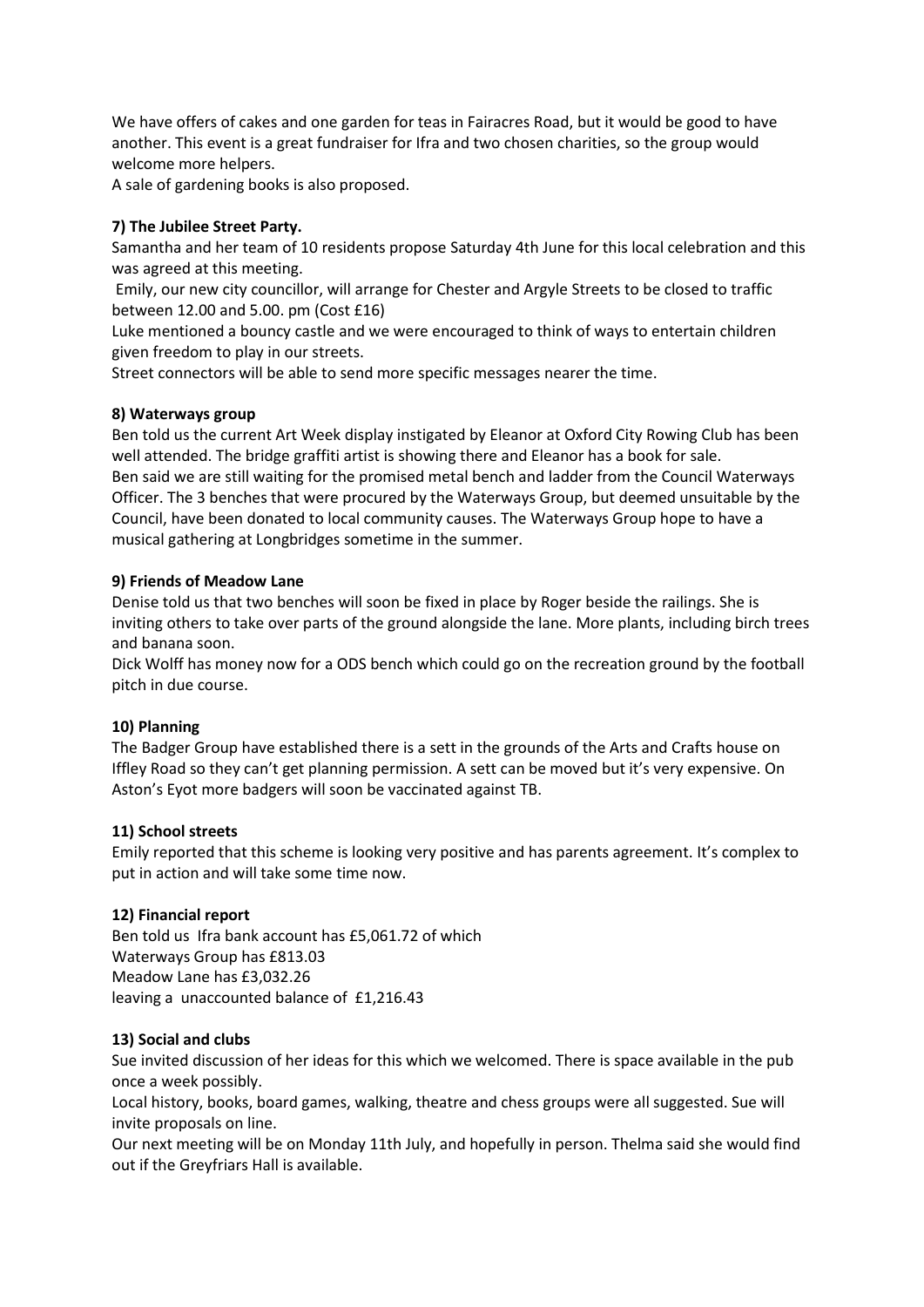We have offers of cakes and one garden for teas in Fairacres Road, but it would be good to have another. This event is a great fundraiser for Ifra and two chosen charities, so the group would welcome more helpers.
A sale of gardening books is also proposed.

**7) The Jubilee Street Party.**

Samantha and her team of 10 residents propose Saturday 4th June for this local celebration and this was agreed at this meeting.
Emily, our new city councillor, will arrange for Chester and Argyle Streets to be closed to traffic between 12.00 and 5.00. pm (Cost £16)
Luke mentioned a bouncy castle and we were encouraged to think of ways to entertain children given freedom to play in our streets.
Street connectors will be able to send more specific messages nearer the time.

**8) Waterways group**

Ben told us the current Art Week display instigated by Eleanor at Oxford City Rowing Club has been well attended. The bridge graffiti artist is showing there and Eleanor has a book for sale.
Ben said we are still waiting for the promised metal bench and ladder from the Council Waterways Officer. The 3 benches that were procured by the Waterways Group, but deemed unsuitable by the Council, have been donated to local community causes. The Waterways Group hope to have a musical gathering at Longbridges sometime in the summer.

**9) Friends of Meadow Lane**

Denise told us that two benches will soon be fixed in place by Roger beside the railings. She is inviting others to take over parts of the ground alongside the lane. More plants, including birch trees and banana soon.
Dick Wolff has money now for a ODS bench which could go on the recreation ground by the football pitch in due course.

**10) Planning**

The Badger Group have established there is a sett in the grounds of the Arts and Crafts house on Iffley Road so they can't get planning permission. A sett can be moved but it's very expensive. On Aston's Eyot more badgers will soon be vaccinated against TB.

**11) School streets**

Emily reported that this scheme is looking very positive and has parents agreement. It's complex to put in action and will take some time now.

**12) Financial report**

Ben told us Ifra bank account has £5,061.72 of which
Waterways Group has £813.03
Meadow Lane has £3,032.26
leaving a unaccounted balance of £1,216.43

**13) Social and clubs**

Sue invited discussion of her ideas for this which we welcomed. There is space available in the pub once a week possibly.
Local history, books, board games, walking, theatre and chess groups were all suggested. Sue will invite proposals on line.
Our next meeting will be on Monday 11th July, and hopefully in person. Thelma said she would find out if the Greyfriars Hall is available.